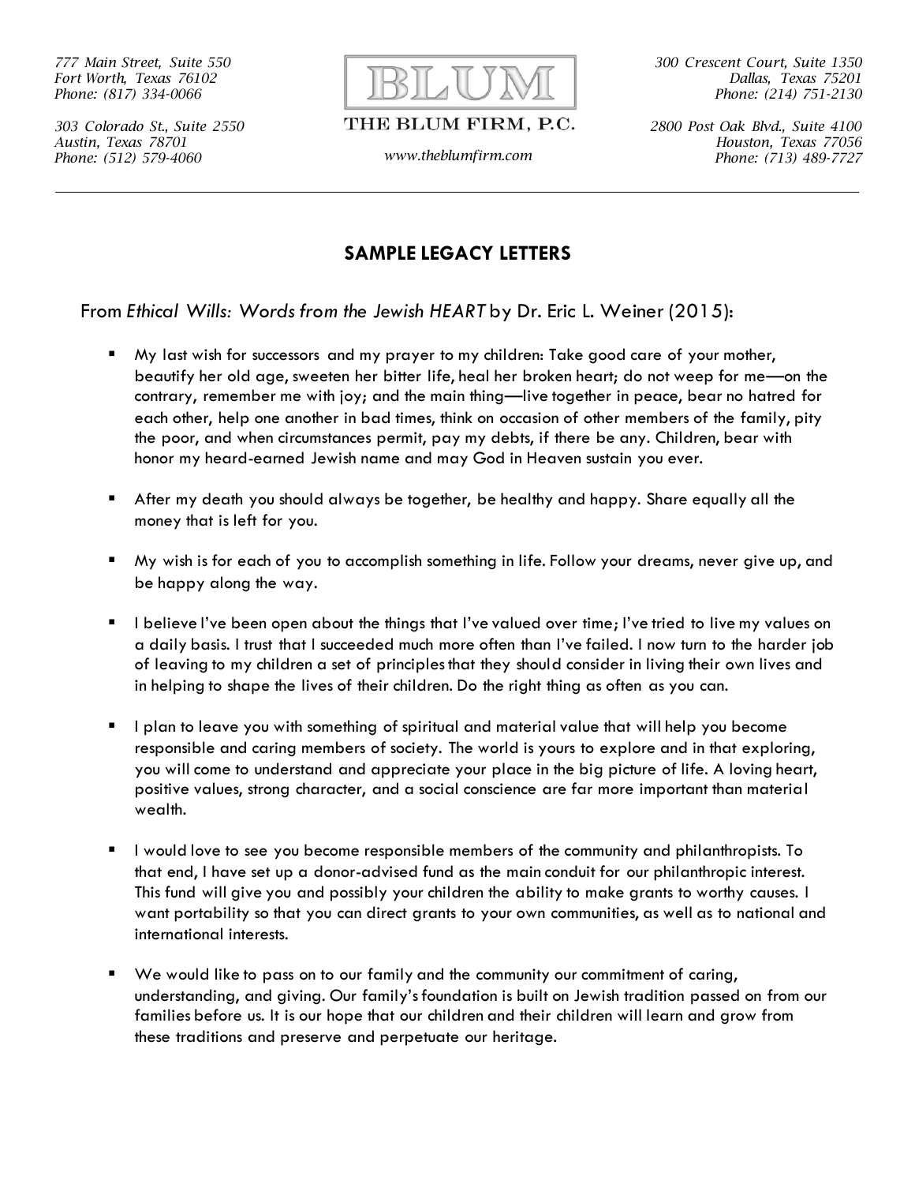777 Main Street, Suite 550
Fort Worth, Texas 76102
Phone: (817) 334-0066

303 Colorado St., Suite 2550
Austin, Texas 78701
Phone: (512) 579-4060

BLUM

THE BLUM FIRM, P.C.

www.theblumfirm.com

300 Crescent Court, Suite 1350
Dallas, Texas 75201
Phone: (214) 751-2130

2800 Post Oak Blvd., Suite 4100
Houston, Texas 77056
Phone: (713) 489-7727

---

## SAMPLE LEGACY LETTERS

From *Ethical Wills: Words from the Jewish HEART* by Dr. Eric L. Weiner (2015):

- My last wish for successors and my prayer to my children: Take good care of your mother, beautify her old age, sweeten her bitter life, heal her broken heart; do not weep for me—on the contrary, remember me with joy; and the main thing—live together in peace, bear no hatred for each other, help one another in bad times, think on occasion of other members of the family, pity the poor, and when circumstances permit, pay my debts, if there be any. Children, bear with honor my heard-earned Jewish name and may God in Heaven sustain you ever.

- After my death you should always be together, be healthy and happy. Share equally all the money that is left for you.

- My wish is for each of you to accomplish something in life. Follow your dreams, never give up, and be happy along the way.

- I believe I've been open about the things that I've valued over time; I've tried to live my values on a daily basis. I trust that I succeeded much more often than I've failed. I now turn to the harder job of leaving to my children a set of principles that they should consider in living their own lives and in helping to shape the lives of their children. Do the right thing as often as you can.

- I plan to leave you with something of spiritual and material value that will help you become responsible and caring members of society. The world is yours to explore and in that exploring, you will come to understand and appreciate your place in the big picture of life. A loving heart, positive values, strong character, and a social conscience are far more important than material wealth.

- I would love to see you become responsible members of the community and philanthropists. To that end, I have set up a donor-advised fund as the main conduit for our philanthropic interest. This fund will give you and possibly your children the ability to make grants to worthy causes. I want portability so that you can direct grants to your own communities, as well as to national and international interests.

- We would like to pass on to our family and the community our commitment of caring, understanding, and giving. Our family's foundation is built on Jewish tradition passed on from our families before us. It is our hope that our children and their children will learn and grow from these traditions and preserve and perpetuate our heritage.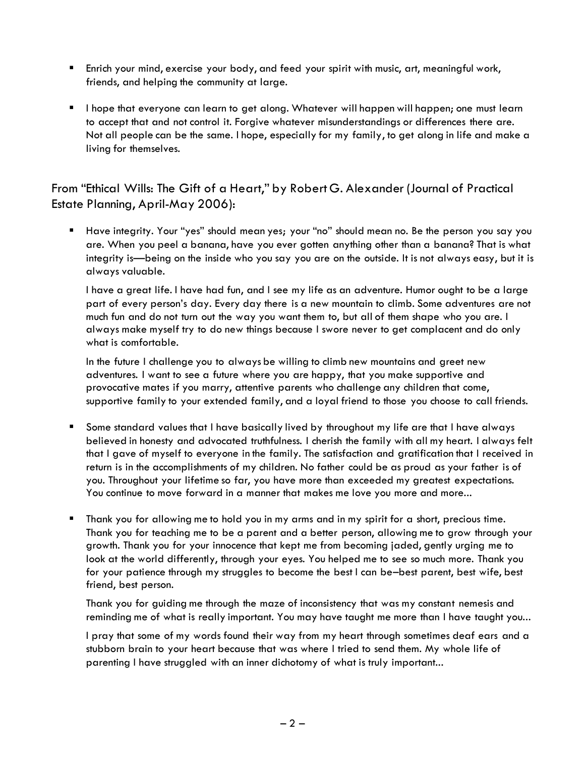- Enrich your mind, exercise your body, and feed your spirit with music, art, meaningful work, friends, and helping the community at large.

- I hope that everyone can learn to get along. Whatever will happen will happen; one must learn to accept that and not control it. Forgive whatever misunderstandings or differences there are. Not all people can be the same. I hope, especially for my family, to get along in life and make a living for themselves.

## From "Ethical Wills: The Gift of a Heart," by Robert G. Alexander (Journal of Practical Estate Planning, April-May 2006):

- Have integrity. Your "yes" should mean yes; your "no" should mean no. Be the person you say you are. When you peel a banana, have you ever gotten anything other than a banana? That is what integrity is—being on the inside who you say you are on the outside. It is not always easy, but it is always valuable.

  I have a great life. I have had fun, and I see my life as an adventure. Humor ought to be a large part of every person's day. Every day there is a new mountain to climb. Some adventures are not much fun and do not turn out the way you want them to, but all of them shape who you are. I always make myself try to do new things because I swore never to get complacent and do only what is comfortable.

  In the future I challenge you to always be willing to climb new mountains and greet new adventures. I want to see a future where you are happy, that you make supportive and provocative mates if you marry, attentive parents who challenge any children that come, supportive family to your extended family, and a loyal friend to those you choose to call friends.

- Some standard values that I have basically lived by throughout my life are that I have always believed in honesty and advocated truthfulness. I cherish the family with all my heart. I always felt that I gave of myself to everyone in the family. The satisfaction and gratification that I received in return is in the accomplishments of my children. No father could be as proud as your father is of you. Throughout your lifetime so far, you have more than exceeded my greatest expectations. You continue to move forward in a manner that makes me love you more and more...

- Thank you for allowing me to hold you in my arms and in my spirit for a short, precious time. Thank you for teaching me to be a parent and a better person, allowing me to grow through your growth. Thank you for your innocence that kept me from becoming jaded, gently urging me to look at the world differently, through your eyes. You helped me to see so much more. Thank you for your patience through my struggles to become the best I can be–best parent, best wife, best friend, best person.

  Thank you for guiding me through the maze of inconsistency that was my constant nemesis and reminding me of what is really important. You may have taught me more than I have taught you...

  I pray that some of my words found their way from my heart through sometimes deaf ears and a stubborn brain to your heart because that was where I tried to send them. My whole life of parenting I have struggled with an inner dichotomy of what is truly important...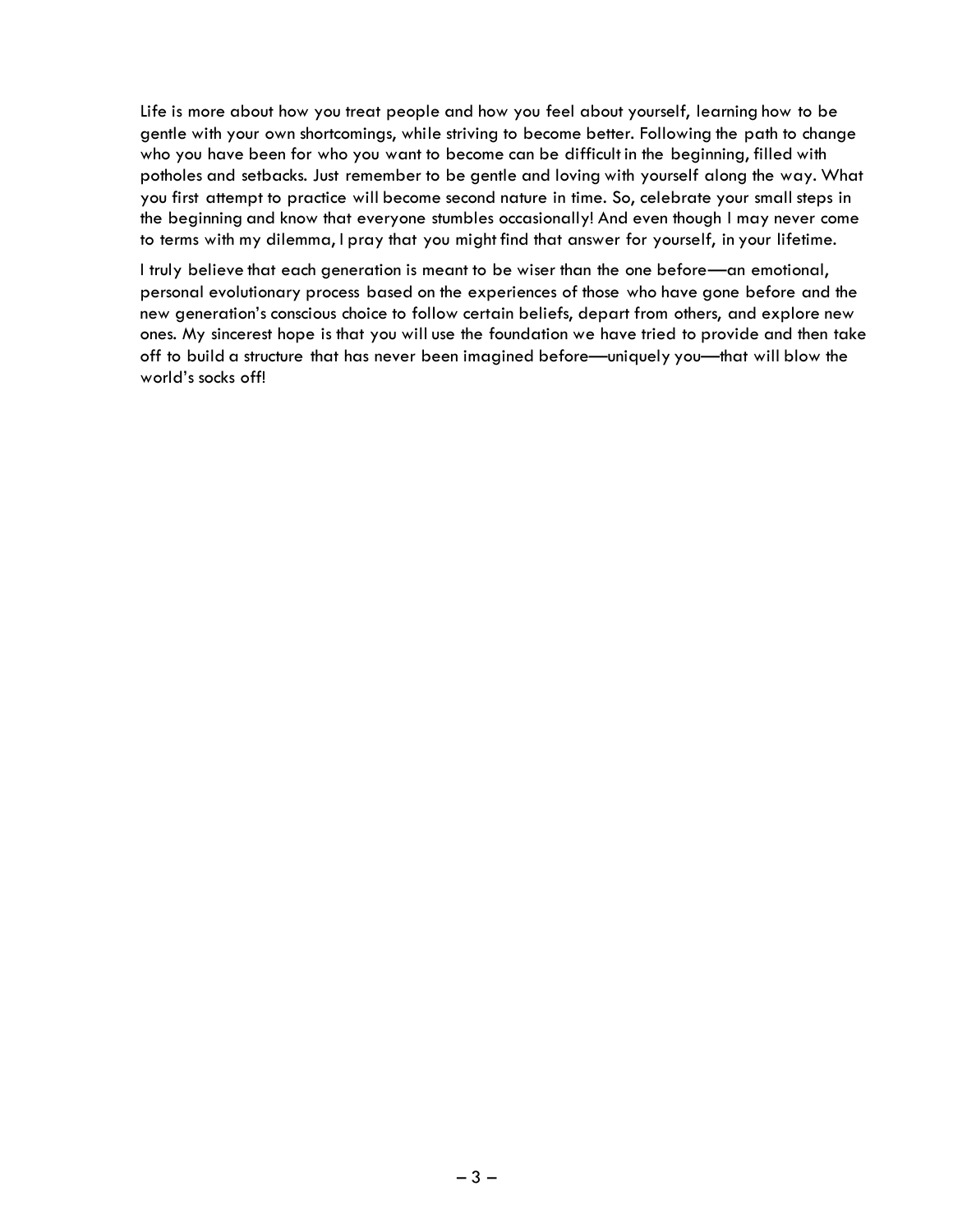Life is more about how you treat people and how you feel about yourself, learning how to be gentle with your own shortcomings, while striving to become better. Following the path to change who you have been for who you want to become can be difficult in the beginning, filled with potholes and setbacks. Just remember to be gentle and loving with yourself along the way. What you first attempt to practice will become second nature in time. So, celebrate your small steps in the beginning and know that everyone stumbles occasionally! And even though I may never come to terms with my dilemma, I pray that you might find that answer for yourself, in your lifetime.

I truly believe that each generation is meant to be wiser than the one before—an emotional, personal evolutionary process based on the experiences of those who have gone before and the new generation's conscious choice to follow certain beliefs, depart from others, and explore new ones. My sincerest hope is that you will use the foundation we have tried to provide and then take off to build a structure that has never been imagined before—uniquely you—that will blow the world's socks off!